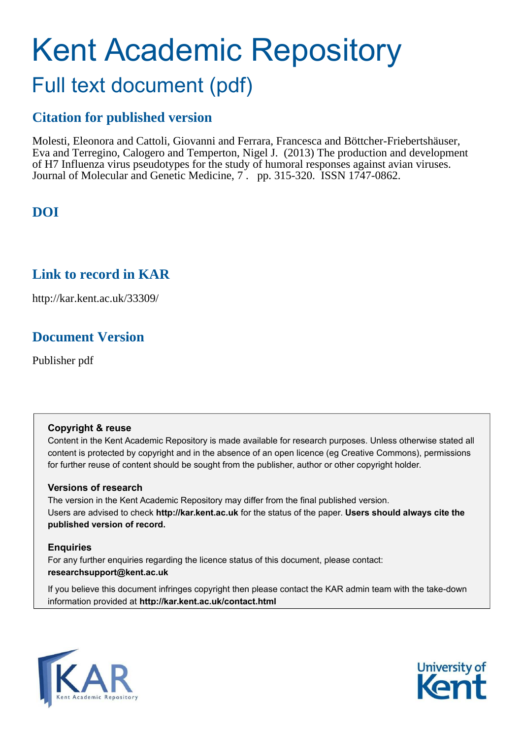# Kent Academic Repository

## Full text document (pdf)

### Citation for published version

Molesti, Eleonora and Cattoli, Giovanni and Ferrara, Francesca and Böttcher-Friebertshäuser, Eva and Terregino, Calogero and Temperton, Nigel J. (2013) The production and development of H7 Influenza virus pseudotypes for the study of humoral responses against avian viruses. Journal of Molecular and Genetic Medicine, 7 . pp. 315-320. ISSN 1747-0862.

### DOI

### Link to record in KAR

http://kar.kent.ac.uk/33309/

### Document Version

Publisher pdf

**Copyright & reuse**

Content in the Kent Academic Repository is made available for research purposes. Unless otherwise stated all content is protected by copyright and in the absence of an open licence (eg Creative Commons), permissions for further reuse of content should be sought from the publisher, author or other copyright holder.

**Versions of research**

The version in the Kent Academic Repository may differ from the final published version. Users are advised to check **http://kar.kent.ac.uk** for the status of the paper. **Users should always cite the published version of record.**

**Enquiries**

For any further enquiries regarding the licence status of this document, please contact: **researchsupport@kent.ac.uk**

If you believe this document infringes copyright then please contact the KAR admin team with the take-down information provided at **http://kar.kent.ac.uk/contact.html**

KAR Kent Academic Repository

University of Kent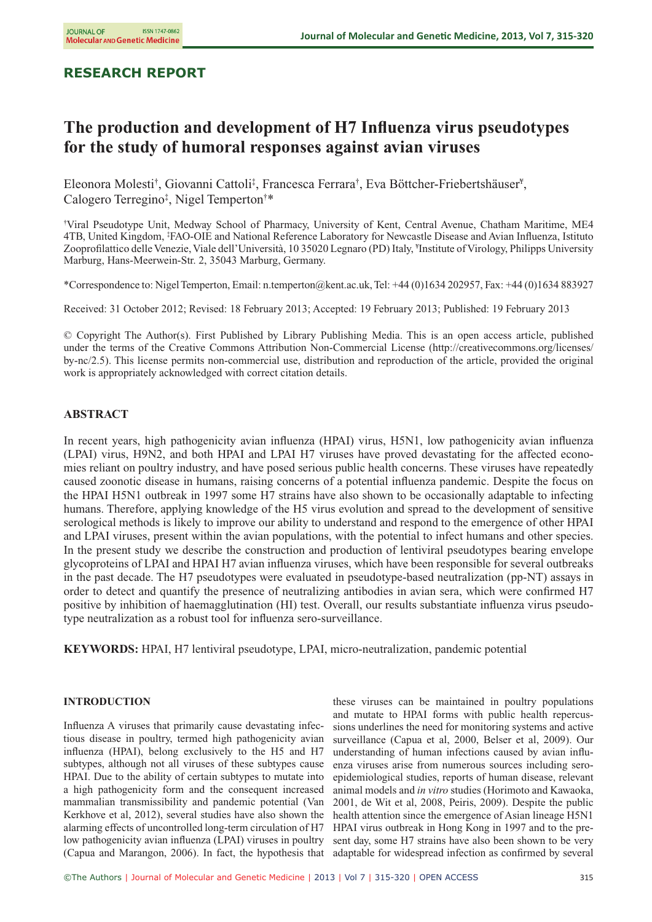## RESEARCH REPORT

# The production and development of H7 Influenza virus pseudotypes for the study of humoral responses against avian viruses

Eleonora Molesti[†], Giovanni Cattoli[‡], Francesca Ferrara[†], Eva Böttcher-Friebertshäuser[¥], Calogero Terregino[‡], Nigel Temperton[†]*

[†]Viral Pseudotype Unit, Medway School of Pharmacy, University of Kent, Central Avenue, Chatham Maritime, ME4 4TB, United Kingdom, [‡]FAO-OIE and National Reference Laboratory for Newcastle Disease and Avian Influenza, Istituto Zooprofilattico delle Venezie, Viale dell'Università, 10 35020 Legnaro (PD) Italy, [¥]Institute of Virology, Philipps University Marburg, Hans-Meerwein-Str. 2, 35043 Marburg, Germany.

*Correspondence to: Nigel Temperton, Email: n.temperton@kent.ac.uk, Tel: +44 (0)1634 202957, Fax: +44 (0)1634 883927

Received: 31 October 2012; Revised: 18 February 2013; Accepted: 19 February 2013; Published: 19 February 2013

© Copyright The Author(s). First Published by Library Publishing Media. This is an open access article, published under the terms of the Creative Commons Attribution Non-Commercial License (http://creativecommons.org/licenses/by-nc/2.5). This license permits non-commercial use, distribution and reproduction of the article, provided the original work is appropriately acknowledged with correct citation details.

## ABSTRACT

In recent years, high pathogenicity avian influenza (HPAI) virus, H5N1, low pathogenicity avian influenza (LPAI) virus, H9N2, and both HPAI and LPAI H7 viruses have proved devastating for the affected economies reliant on poultry industry, and have posed serious public health concerns. These viruses have repeatedly caused zoonotic disease in humans, raising concerns of a potential influenza pandemic. Despite the focus on the HPAI H5N1 outbreak in 1997 some H7 strains have also shown to be occasionally adaptable to infecting humans. Therefore, applying knowledge of the H5 virus evolution and spread to the development of sensitive serological methods is likely to improve our ability to understand and respond to the emergence of other HPAI and LPAI viruses, present within the avian populations, with the potential to infect humans and other species. In the present study we describe the construction and production of lentiviral pseudotypes bearing envelope glycoproteins of LPAI and HPAI H7 avian influenza viruses, which have been responsible for several outbreaks in the past decade. The H7 pseudotypes were evaluated in pseudotype-based neutralization (pp-NT) assays in order to detect and quantify the presence of neutralizing antibodies in avian sera, which were confirmed H7 positive by inhibition of haemagglutination (HI) test. Overall, our results substantiate influenza virus pseudotype neutralization as a robust tool for influenza sero-surveillance.

**KEYWORDS:** HPAI, H7 lentiviral pseudotype, LPAI, micro-neutralization, pandemic potential

## INTRODUCTION

Influenza A viruses that primarily cause devastating infectious disease in poultry, termed high pathogenicity avian influenza (HPAI), belong exclusively to the H5 and H7 subtypes, although not all viruses of these subtypes cause HPAI. Due to the ability of certain subtypes to mutate into a high pathogenicity form and the consequent increased mammalian transmissibility and pandemic potential (Van Kerkhove et al, 2012), several studies have also shown the alarming effects of uncontrolled long-term circulation of H7 low pathogenicity avian influenza (LPAI) viruses in poultry (Capua and Marangon, 2006). In fact, the hypothesis that these viruses can be maintained in poultry populations and mutate to HPAI forms with public health repercussions underlines the need for monitoring systems and active surveillance (Capua et al, 2000, Belser et al, 2009). Our understanding of human infections caused by avian influenza viruses arise from numerous sources including sero-epidemiological studies, reports of human disease, relevant animal models and *in vitro* studies (Horimoto and Kawaoka, 2001, de Wit et al, 2008, Peiris, 2009). Despite the public health attention since the emergence of Asian lineage H5N1 HPAI virus outbreak in Hong Kong in 1997 and to the present day, some H7 strains have also been shown to be very adaptable for widespread infection as confirmed by several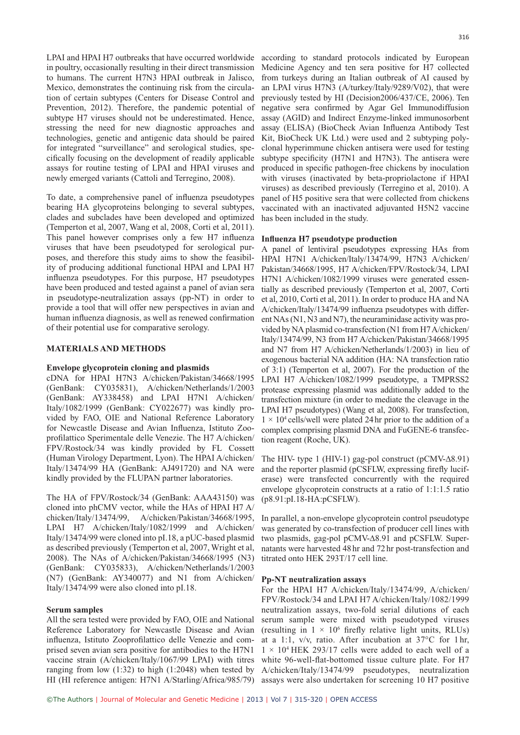LPAI and HPAI H7 outbreaks that have occurred worldwide in poultry, occasionally resulting in their direct transmission to humans. The current H7N3 HPAI outbreak in Jalisco, Mexico, demonstrates the continuing risk from the circulation of certain subtypes (Centers for Disease Control and Prevention, 2012). Therefore, the pandemic potential of subtype H7 viruses should not be underestimated. Hence, stressing the need for new diagnostic approaches and technologies, genetic and antigenic data should be paired for integrated "surveillance" and serological studies, specifically focusing on the development of readily applicable assays for routine testing of LPAI and HPAI viruses and newly emerged variants (Cattoli and Terregino, 2008).

To date, a comprehensive panel of influenza pseudotypes bearing HA glycoproteins belonging to several subtypes, clades and subclades have been developed and optimized (Temperton et al, 2007, Wang et al, 2008, Corti et al, 2011). This panel however comprises only a few H7 influenza viruses that have been pseudotyped for serological purposes, and therefore this study aims to show the feasibility of producing additional functional HPAI and LPAI H7 influenza pseudotypes. For this purpose, H7 pseudotypes have been produced and tested against a panel of avian sera in pseudotype-neutralization assays (pp-NT) in order to provide a tool that will offer new perspectives in avian and human influenza diagnosis, as well as renewed confirmation of their potential use for comparative serology.

## MATERIALS AND METHODS

### Envelope glycoprotein cloning and plasmids

cDNA for HPAI H7N3 A/chicken/Pakistan/34668/1995 (GenBank: CY035831), A/chicken/Netherlands/1/2003 (GenBank: AY338458) and LPAI H7N1 A/chicken/Italy/1082/1999 (GenBank: CY022677) was kindly provided by FAO, OIE and National Reference Laboratory for Newcastle Disease and Avian Influenza, Istituto Zooprofilattico Sperimentale delle Venezie. The H7 A/chicken/FPV/Rostock/34 was kindly provided by FL Cossett (Human Virology Department, Lyon). The HPAI A/chicken/Italy/13474/99 HA (GenBank: AJ491720) and NA were kindly provided by the FLUPAN partner laboratories.

The HA of FPV/Rostock/34 (GenBank: AAA43150) was cloned into phCMV vector, while the HAs of HPAI H7 A/chicken/Italy/13474/99, A/chicken/Pakistan/34668/1995, LPAI H7 A/chicken/Italy/1082/1999 and A/chicken/Italy/13474/99 were cloned into pI.18, a pUC-based plasmid as described previously (Temperton et al, 2007, Wright et al, 2008). The NAs of A/chicken/Pakistan/34668/1995 (N3) (GenBank: CY035833), A/chicken/Netherlands/1/2003 (N7) (GenBank: AY340077) and N1 from A/chicken/Italy/13474/99 were also cloned into pI.18.

### Serum samples

All the sera tested were provided by FAO, OIE and National Reference Laboratory for Newcastle Disease and Avian influenza, Istituto Zooprofilattico delle Venezie and comprised seven avian sera positive for antibodies to the H7N1 vaccine strain (A/chicken/Italy/1067/99 LPAI) with titres ranging from low (1:32) to high (1:2048) when tested by HI (HI reference antigen: H7N1 A/Starling/Africa/985/79) according to standard protocols indicated by European Medicine Agency and ten sera positive for H7 collected from turkeys during an Italian outbreak of AI caused by an LPAI virus H7N3 (A/turkey/Italy/9289/V02), that were previously tested by HI (Decision2006/437/CE, 2006). Ten negative sera confirmed by Agar Gel Immunodiffusion assay (AGID) and Indirect Enzyme-linked immunosorbent assay (ELISA) (BioCheck Avian Influenza Antibody Test Kit, BioCheck UK Ltd.) were used and 2 subtyping polyclonal hyperimmune chicken antisera were used for testing subtype specificity (H7N1 and H7N3). The antisera were produced in specific pathogen-free chickens by inoculation with viruses (inactivated by beta-propriolactone if HPAI viruses) as described previously (Terregino et al, 2010). A panel of H5 positive sera that were collected from chickens vaccinated with an inactivated adjuvanted H5N2 vaccine has been included in the study.

### Influenza H7 pseudotype production

A panel of lentiviral pseudotypes expressing HAs from HPAI H7N1 A/chicken/Italy/13474/99, H7N3 A/chicken/Pakistan/34668/1995, H7 A/chicken/FPV/Rostock/34, LPAI H7N1 A/chicken/1082/1999 viruses were generated essentially as described previously (Temperton et al, 2007, Corti et al, 2010, Corti et al, 2011). In order to produce HA and NA A/chicken/Italy/13474/99 influenza pseudotypes with different NAs (N1, N3 and N7), the neuraminidase activity was provided by NA plasmid co-transfection (N1 from H7 A/chicken/Italy/13474/99, N3 from H7 A/chicken/Pakistan/34668/1995 and N7 from H7 A/chicken/Netherlands/1/2003) in lieu of exogenous bacterial NA addition (HA: NA transfection ratio of 3:1) (Temperton et al, 2007). For the production of the LPAI H7 A/chicken/1082/1999 pseudotype, a TMPRSS2 protease expressing plasmid was additionally added to the transfection mixture (in order to mediate the cleavage in the LPAI H7 pseudotypes) (Wang et al, 2008). For transfection, $1 \times 10^4$ cells/well were plated 24 hr prior to the addition of a complex comprising plasmid DNA and FuGENE-6 transfection reagent (Roche, UK).

The HIV- type 1 (HIV-1) gag-pol construct (pCMV-Δ8.91) and the reporter plasmid (pCSFLW, expressing firefly luciferase) were transfected concurrently with the required envelope glycoprotein constructs at a ratio of 1:1:1.5 ratio (p8.91:pI.18-HA:pCSFLW).

In parallel, a non-envelope glycoprotein control pseudotype was generated by co-transfection of producer cell lines with two plasmids, gag-pol pCMV-Δ8.91 and pCSFLW. Supernatants were harvested 48 hr and 72 hr post-transfection and titrated onto HEK 293T/17 cell line.

### Pp-NT neutralization assays

For the HPAI H7 A/chicken/Italy/13474/99, A/chicken/FPV/Rostock/34 and LPAI H7 A/chicken/Italy/1082/1999 neutralization assays, two-fold serial dilutions of each serum sample were mixed with pseudotyped viruses (resulting in $1 \times 10^6$ firefly relative light units, RLUs) at a 1:1, v/v, ratio. After incubation at 37°C for 1 hr, $1 \times 10^4$ HEK 293/17 cells were added to each well of a white 96-well-flat-bottomed tissue culture plate. For H7 A/chicken/Italy/13474/99 pseudotypes, neutralization assays were also undertaken for screening 10 H7 positive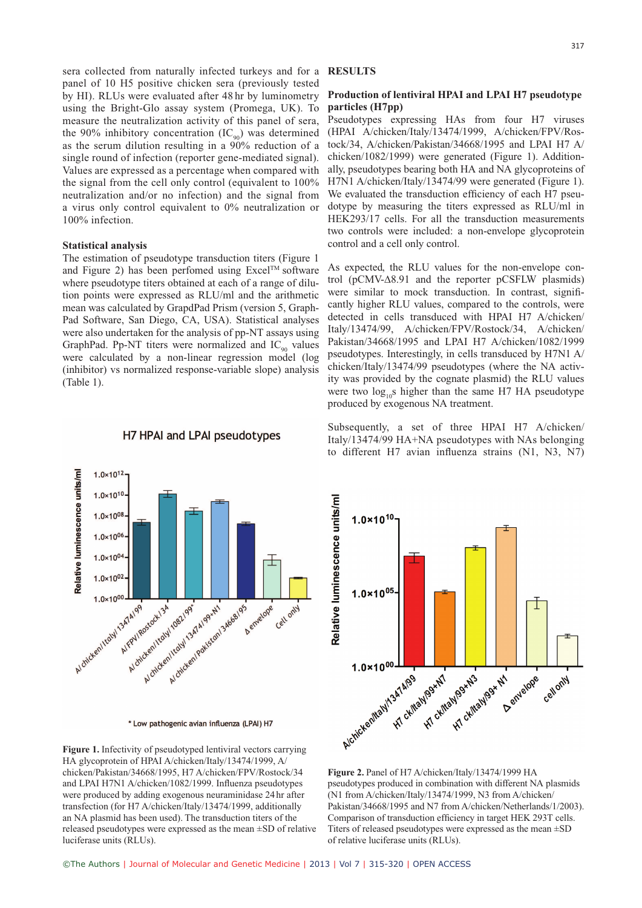sera collected from naturally infected turkeys and for a panel of 10 H5 positive chicken sera (previously tested by HI). RLUs were evaluated after 48 hr by luminometry using the Bright-Glo assay system (Promega, UK). To measure the neutralization activity of this panel of sera, the 90% inhibitory concentration ($IC_{90}$) was determined as the serum dilution resulting in a 90% reduction of a single round of infection (reporter gene-mediated signal). Values are expressed as a percentage when compared with the signal from the cell only control (equivalent to 100% neutralization and/or no infection) and the signal from a virus only control equivalent to 0% neutralization or 100% infection.

### Statistical analysis

The estimation of pseudotype transduction titers (Figure 1 and Figure 2) has been perfomed using Excel™ software where pseudotype titers obtained at each of a range of dilution points were expressed as RLU/ml and the arithmetic mean was calculated by GrapdPad Prism (version 5, GraphPad Software, San Diego, CA, USA). Statistical analyses were also undertaken for the analysis of pp-NT assays using GraphPad. Pp-NT titers were normalized and $IC_{90}$ values were calculated by a non-linear regression model (log (inhibitor) vs normalized response-variable slope) analysis (Table 1).

Figure 1. Infectivity of pseudotyped lentiviral vectors carrying HA glycoprotein of HPAI A/chicken/Italy/13474/1999, A/chicken/Pakistan/34668/1995, H7 A/chicken/FPV/Rostock/34 and LPAI H7N1 A/chicken/1082/1999. Influenza pseudotypes were produced by adding exogenous neuraminidase 24 hr after transfection (for H7 A/chicken/Italy/13474/1999, additionally an NA plasmid has been used). The transduction titers of the released pseudotypes were expressed as the mean ±SD of relative luciferase units (RLUs).

## RESULTS

### Production of lentiviral HPAI and LPAI H7 pseudotype particles (H7pp)

Pseudotypes expressing HAs from four H7 viruses (HPAI A/chicken/Italy/13474/1999, A/chicken/FPV/Rostock/34, A/chicken/Pakistan/34668/1995 and LPAI H7 A/chicken/1082/1999) were generated (Figure 1). Additionally, pseudotypes bearing both HA and NA glycoproteins of H7N1 A/chicken/Italy/13474/99 were generated (Figure 1). We evaluated the transduction efficiency of each H7 pseudotype by measuring the titers expressed as RLU/ml in HEK293/17 cells. For all the transduction measurements two controls were included: a non-envelope glycoprotein control and a cell only control.

As expected, the RLU values for the non-envelope control (pCMV-Δ8.91 and the reporter pCSFLW plasmids) were similar to mock transduction. In contrast, significantly higher RLU values, compared to the controls, were detected in cells transduced with HPAI H7 A/chicken/Italy/13474/99, A/chicken/FPV/Rostock/34, A/chicken/Pakistan/34668/1995 and LPAI H7 A/chicken/1082/1999 pseudotypes. Interestingly, in cells transduced by H7N1 A/chicken/Italy/13474/99 pseudotypes (where the NA activity was provided by the cognate plasmid) the RLU values were two $\log_{10}$s higher than the same H7 HA pseudotype produced by exogenous NA treatment.

Subsequently, a set of three HPAI H7 A/chicken/Italy/13474/99 HA+NA pseudotypes with NAs belonging to different H7 avian influenza strains (N1, N3, N7)

Figure 2. Panel of H7 A/chicken/Italy/13474/1999 HA pseudotypes produced in combination with different NA plasmids (N1 from A/chicken/Italy/13474/1999, N3 from A/chicken/Pakistan/34668/1995 and N7 from A/chicken/Netherlands/1/2003). Comparison of transduction efficiency in target HEK 293T cells. Titers of released pseudotypes were expressed as the mean ±SD of relative luciferase units (RLUs).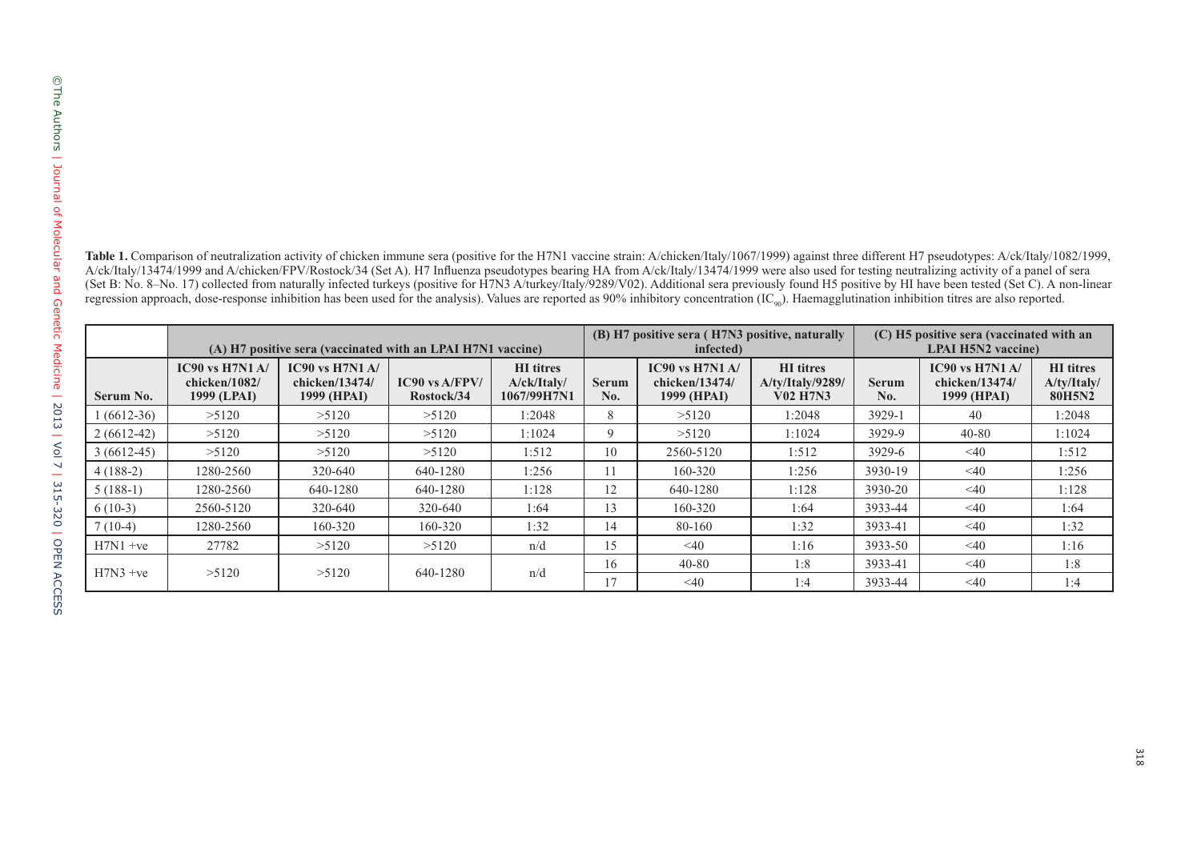**Table 1.** Comparison of neutralization activity of chicken immune sera (positive for the H7N1 vaccine strain: A/chicken/Italy/1067/1999) against three different H7 pseudotypes: A/ck/Italy/1082/1999, A/ck/Italy/13474/1999 and A/chicken/FPV/Rostock/34 (Set A). H7 Influenza pseudotypes bearing HA from A/ck/Italy/13474/1999 were also used for testing neutralizing activity of a panel of sera (Set B: No. 8–No. 17) collected from naturally infected turkeys (positive for H7N3 A/turkey/Italy/9289/V02). Additional sera previously found H5 positive by HI have been tested (Set C). A non-linear regression approach, dose-response inhibition has been used for the analysis). Values are reported as 90% inhibitory concentration ($IC_{90}$). Haemagglutination inhibition titres are also reported.

| | (A) H7 positive sera (vaccinated with an LPAI H7N1 vaccine) | | | | (B) H7 positive sera ( H7N3 positive, naturally infected) | | | (C) H5 positive sera (vaccinated with an LPAI H5N2 vaccine) | | |
|---|---|---|---|---|---|---|---|---|---|---|
| **Serum No.** | **IC90 vs H7N1 A/ chicken/1082/ 1999 (LPAI)** | **IC90 vs H7N1 A/ chicken/13474/ 1999 (HPAI)** | **IC90 vs A/FPV/ Rostock/34** | **HI titres A/ck/Italy/ 1067/99H7N1** | **Serum No.** | **IC90 vs H7N1 A/ chicken/13474/ 1999 (HPAI)** | **HI titres A/ty/Italy/9289/ V02 H7N3** | **Serum No.** | **IC90 vs H7N1 A/ chicken/13474/ 1999 (HPAI)** | **HI titres A/ty/Italy/ 80H5N2** |
| 1 (6612-36) | >5120 | >5120 | >5120 | 1:2048 | 8 | >5120 | 1:2048 | 3929-1 | 40 | 1:2048 |
| 2 (6612-42) | >5120 | >5120 | >5120 | 1:1024 | 9 | >5120 | 1:1024 | 3929-9 | 40-80 | 1:1024 |
| 3 (6612-45) | >5120 | >5120 | >5120 | 1:512 | 10 | 2560-5120 | 1:512 | 3929-6 | <40 | 1:512 |
| 4 (188-2) | 1280-2560 | 320-640 | 640-1280 | 1:256 | 11 | 160-320 | 1:256 | 3930-19 | <40 | 1:256 |
| 5 (188-1) | 1280-2560 | 640-1280 | 640-1280 | 1:128 | 12 | 640-1280 | 1:128 | 3930-20 | <40 | 1:128 |
| 6 (10-3) | 2560-5120 | 320-640 | 320-640 | 1:64 | 13 | 160-320 | 1:64 | 3933-44 | <40 | 1:64 |
| 7 (10-4) | 1280-2560 | 160-320 | 160-320 | 1:32 | 14 | 80-160 | 1:32 | 3933-41 | <40 | 1:32 |
| H7N1 +ve | 27782 | >5120 | >5120 | n/d | 15 | <40 | 1:16 | 3933-50 | <40 | 1:16 |
| H7N3 +ve | >5120 | >5120 | 640-1280 | n/d | 16 | 40-80 | 1:8 | 3933-41 | <40 | 1:8 |
| | | | | | 17 | <40 | 1:4 | 3933-44 | <40 | 1:4 |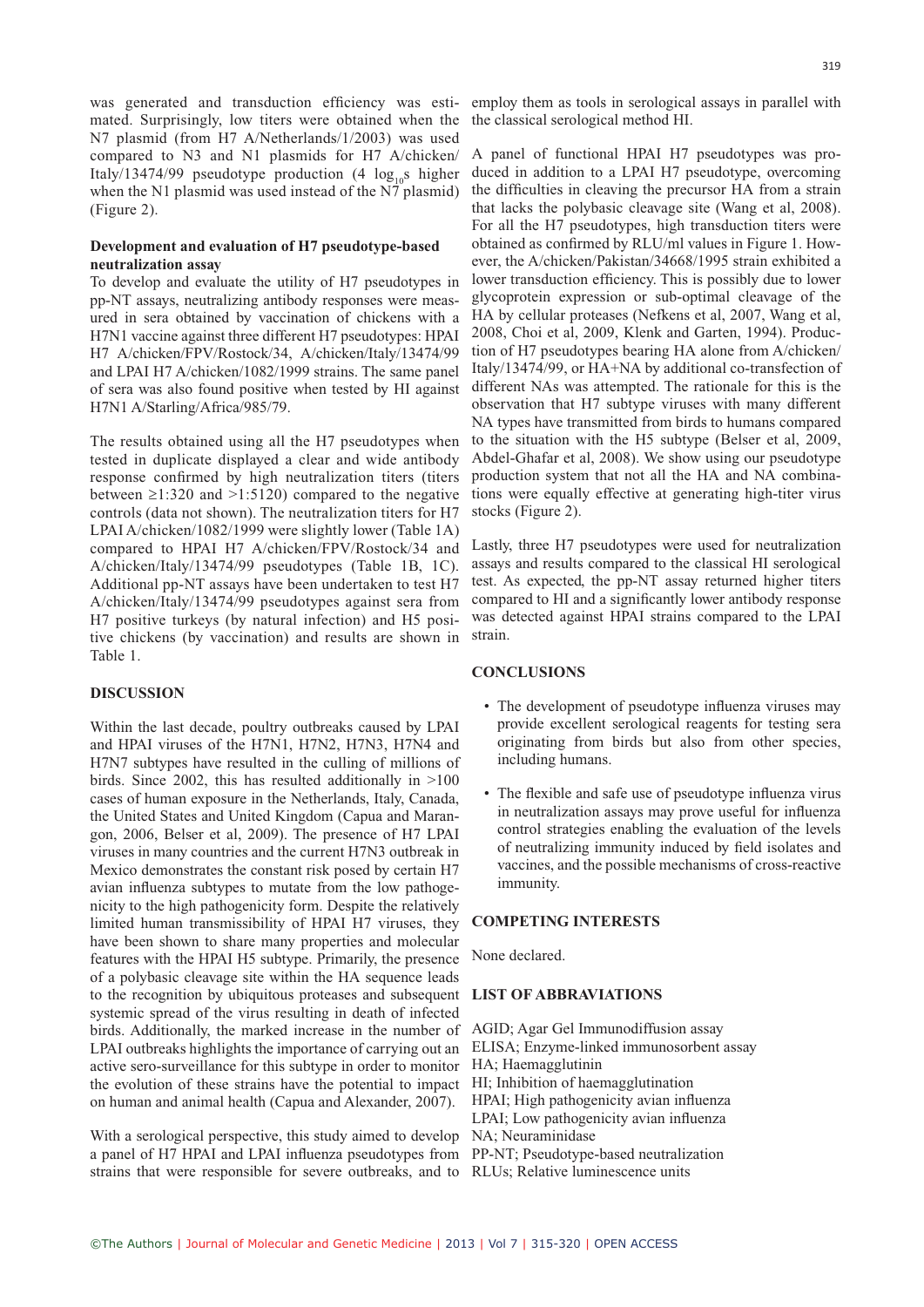was generated and transduction efficiency was estimated. Surprisingly, low titers were obtained when the N7 plasmid (from H7 A/Netherlands/1/2003) was used compared to N3 and N1 plasmids for H7 A/chicken/Italy/13474/99 pseudotype production (4 $\log_{10}$s higher when the N1 plasmid was used instead of the N7 plasmid) (Figure 2).

**Development and evaluation of H7 pseudotype-based neutralization assay**

To develop and evaluate the utility of H7 pseudotypes in pp-NT assays, neutralizing antibody responses were measured in sera obtained by vaccination of chickens with a H7N1 vaccine against three different H7 pseudotypes: HPAI H7 A/chicken/FPV/Rostock/34, A/chicken/Italy/13474/99 and LPAI H7 A/chicken/1082/1999 strains. The same panel of sera was also found positive when tested by HI against H7N1 A/Starling/Africa/985/79.

The results obtained using all the H7 pseudotypes when tested in duplicate displayed a clear and wide antibody response confirmed by high neutralization titers (titers between ≥1:320 and >1:5120) compared to the negative controls (data not shown). The neutralization titers for H7 LPAI A/chicken/1082/1999 were slightly lower (Table 1A) compared to HPAI H7 A/chicken/FPV/Rostock/34 and A/chicken/Italy/13474/99 pseudotypes (Table 1B, 1C). Additional pp-NT assays have been undertaken to test H7 A/chicken/Italy/13474/99 pseudotypes against sera from H7 positive turkeys (by natural infection) and H5 positive chickens (by vaccination) and results are shown in Table 1.

## DISCUSSION

Within the last decade, poultry outbreaks caused by LPAI and HPAI viruses of the H7N1, H7N2, H7N3, H7N4 and H7N7 subtypes have resulted in the culling of millions of birds. Since 2002, this has resulted additionally in >100 cases of human exposure in the Netherlands, Italy, Canada, the United States and United Kingdom (Capua and Marangon, 2006, Belser et al, 2009). The presence of H7 LPAI viruses in many countries and the current H7N3 outbreak in Mexico demonstrates the constant risk posed by certain H7 avian influenza subtypes to mutate from the low pathogenicity to the high pathogenicity form. Despite the relatively limited human transmissibility of HPAI H7 viruses, they have been shown to share many properties and molecular features with the HPAI H5 subtype. Primarily, the presence of a polybasic cleavage site within the HA sequence leads to the recognition by ubiquitous proteases and subsequent systemic spread of the virus resulting in death of infected birds. Additionally, the marked increase in the number of LPAI outbreaks highlights the importance of carrying out an active sero-surveillance for this subtype in order to monitor the evolution of these strains have the potential to impact on human and animal health (Capua and Alexander, 2007).

With a serological perspective, this study aimed to develop a panel of H7 HPAI and LPAI influenza pseudotypes from strains that were responsible for severe outbreaks, and to employ them as tools in serological assays in parallel with the classical serological method HI.

A panel of functional HPAI H7 pseudotypes was produced in addition to a LPAI H7 pseudotype, overcoming the difficulties in cleaving the precursor HA from a strain that lacks the polybasic cleavage site (Wang et al, 2008). For all the H7 pseudotypes, high transduction titers were obtained as confirmed by RLU/ml values in Figure 1. However, the A/chicken/Pakistan/34668/1995 strain exhibited a lower transduction efficiency. This is possibly due to lower glycoprotein expression or sub-optimal cleavage of the HA by cellular proteases (Nefkens et al, 2007, Wang et al, 2008, Choi et al, 2009, Klenk and Garten, 1994). Production of H7 pseudotypes bearing HA alone from A/chicken/Italy/13474/99, or HA+NA by additional co-transfection of different NAs was attempted. The rationale for this is the observation that H7 subtype viruses with many different NA types have transmitted from birds to humans compared to the situation with the H5 subtype (Belser et al, 2009, Abdel-Ghafar et al, 2008). We show using our pseudotype production system that not all the HA and NA combinations were equally effective at generating high-titer virus stocks (Figure 2).

Lastly, three H7 pseudotypes were used for neutralization assays and results compared to the classical HI serological test. As expected, the pp-NT assay returned higher titers compared to HI and a significantly lower antibody response was detected against HPAI strains compared to the LPAI strain.

## CONCLUSIONS

- The development of pseudotype influenza viruses may provide excellent serological reagents for testing sera originating from birds but also from other species, including humans.
- The flexible and safe use of pseudotype influenza virus in neutralization assays may prove useful for influenza control strategies enabling the evaluation of the levels of neutralizing immunity induced by field isolates and vaccines, and the possible mechanisms of cross-reactive immunity.

## COMPETING INTERESTS

None declared.

## LIST OF ABBRAVIATIONS

AGID; Agar Gel Immunodiffusion assay  
ELISA; Enzyme-linked immunosorbent assay  
HA; Haemagglutinin  
HI; Inhibition of haemagglutination  
HPAI; High pathogenicity avian influenza  
LPAI; Low pathogenicity avian influenza  
NA; Neuraminidase  
PP-NT; Pseudotype-based neutralization  
RLUs; Relative luminescence units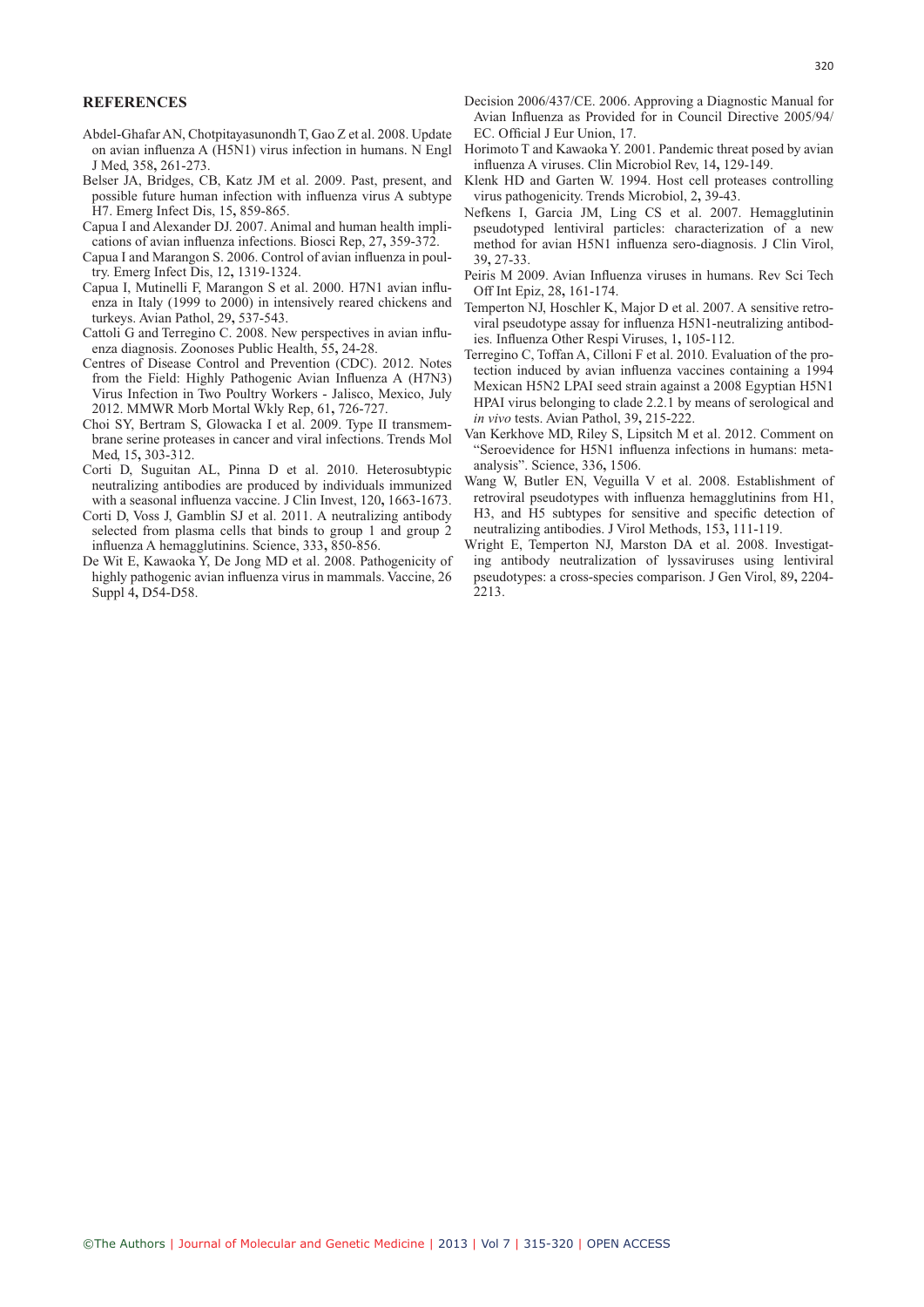## REFERENCES

Abdel-Ghafar AN, Chotpitayasunondh T, Gao Z et al. 2008. Update on avian influenza A (H5N1) virus infection in humans. N Engl J Med, 358, 261-273.

Belser JA, Bridges, CB, Katz JM et al. 2009. Past, present, and possible future human infection with influenza virus A subtype H7. Emerg Infect Dis, 15, 859-865.

Capua I and Alexander DJ. 2007. Animal and human health implications of avian influenza infections. Biosci Rep, 27, 359-372.

Capua I and Marangon S. 2006. Control of avian influenza in poultry. Emerg Infect Dis, 12, 1319-1324.

Capua I, Mutinelli F, Marangon S et al. 2000. H7N1 avian influenza in Italy (1999 to 2000) in intensively reared chickens and turkeys. Avian Pathol, 29, 537-543.

Cattoli G and Terregino C. 2008. New perspectives in avian influenza diagnosis. Zoonoses Public Health, 55, 24-28.

Centres of Disease Control and Prevention (CDC). 2012. Notes from the Field: Highly Pathogenic Avian Influenza A (H7N3) Virus Infection in Two Poultry Workers - Jalisco, Mexico, July 2012. MMWR Morb Mortal Wkly Rep, 61, 726-727.

Choi SY, Bertram S, Glowacka I et al. 2009. Type II transmembrane serine proteases in cancer and viral infections. Trends Mol Med, 15, 303-312.

Corti D, Suguitan AL, Pinna D et al. 2010. Heterosubtypic neutralizing antibodies are produced by individuals immunized with a seasonal influenza vaccine. J Clin Invest, 120, 1663-1673.

Corti D, Voss J, Gamblin SJ et al. 2011. A neutralizing antibody selected from plasma cells that binds to group 1 and group 2 influenza A hemagglutinins. Science, 333, 850-856.

De Wit E, Kawaoka Y, De Jong MD et al. 2008. Pathogenicity of highly pathogenic avian influenza virus in mammals. Vaccine, 26 Suppl 4, D54-D58.

Decision 2006/437/CE. 2006. Approving a Diagnostic Manual for Avian Influenza as Provided for in Council Directive 2005/94/EC. Official J Eur Union, 17.

Horimoto T and Kawaoka Y. 2001. Pandemic threat posed by avian influenza A viruses. Clin Microbiol Rev, 14, 129-149.

Klenk HD and Garten W. 1994. Host cell proteases controlling virus pathogenicity. Trends Microbiol, 2, 39-43.

Nefkens I, Garcia JM, Ling CS et al. 2007. Hemagglutinin pseudotyped lentiviral particles: characterization of a new method for avian H5N1 influenza sero-diagnosis. J Clin Virol, 39, 27-33.

Peiris M 2009. Avian Influenza viruses in humans. Rev Sci Tech Off Int Epiz, 28, 161-174.

Temperton NJ, Hoschler K, Major D et al. 2007. A sensitive retroviral pseudotype assay for influenza H5N1-neutralizing antibodies. Influenza Other Respi Viruses, 1, 105-112.

Terregino C, Toffan A, Cilloni F et al. 2010. Evaluation of the protection induced by avian influenza vaccines containing a 1994 Mexican H5N2 LPAI seed strain against a 2008 Egyptian H5N1 HPAI virus belonging to clade 2.2.1 by means of serological and *in vivo* tests. Avian Pathol, 39, 215-222.

Van Kerkhove MD, Riley S, Lipsitch M et al. 2012. Comment on "Seroevidence for H5N1 influenza infections in humans: meta-analysis". Science, 336, 1506.

Wang W, Butler EN, Veguilla V et al. 2008. Establishment of retroviral pseudotypes with influenza hemagglutinins from H1, H3, and H5 subtypes for sensitive and specific detection of neutralizing antibodies. J Virol Methods, 153, 111-119.

Wright E, Temperton NJ, Marston DA et al. 2008. Investigating antibody neutralization of lyssaviruses using lentiviral pseudotypes: a cross-species comparison. J Gen Virol, 89, 2204-2213.